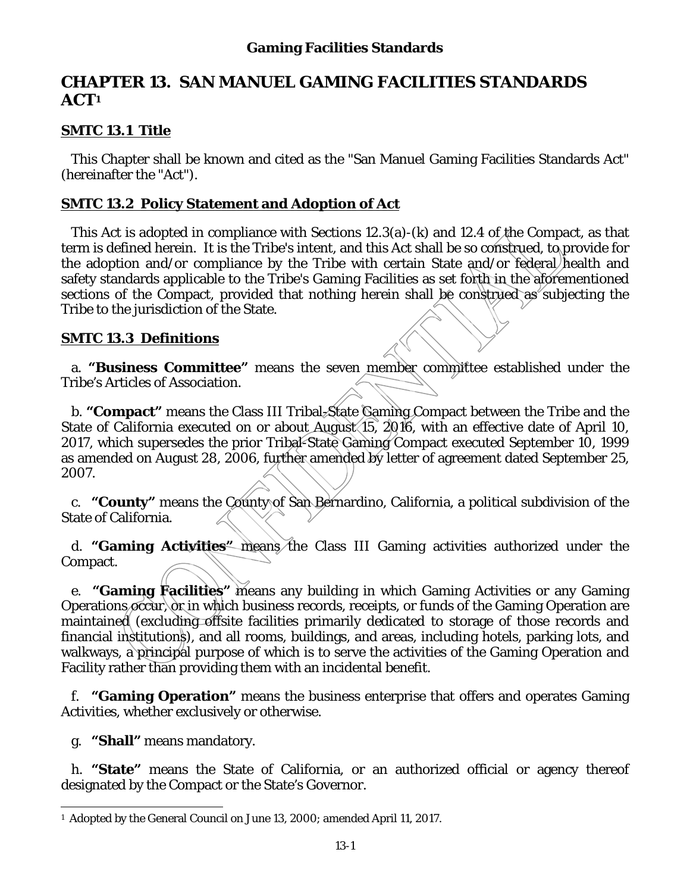# CHAPTER 13. SAN MANUEL GAMING FACILITIES STANDARDS ACT[1]

## SMTC 13.1 Title

This Chapter shall be known and cited as the "San Manuel Gaming Facilities Standards Act" (hereinafter the "Act").

## SMTC 13.2 Policy Statement and Adoption of Act

This Act is adopted in compliance with Sections 12.3(a)-(k) and 12.4 of the Compact, as that term is defined herein. It is the Tribe's intent, and this Act shall be so construed, to provide for the adoption and/or compliance by the Tribe with certain State and/or federal health and safety standards applicable to the Tribe's Gaming Facilities as set forth in the aforementioned sections of the Compact, provided that nothing herein shall be construed as subjecting the Tribe to the jurisdiction of the State.

## SMTC 13.3 Definitions

a. **"Business Committee"** means the seven member committee established under the Tribe's Articles of Association.

b. **"Compact"** means the Class III Tribal-State Gaming Compact between the Tribe and the State of California executed on or about August 15, 2016, with an effective date of April 10, 2017, which supersedes the prior Tribal-State Gaming Compact executed September 10, 1999 as amended on August 28, 2006, further amended by letter of agreement dated September 25, 2007.

c. **"County"** means the County of San Bernardino, California, a political subdivision of the State of California.

d. **"Gaming Activities"** means the Class III Gaming activities authorized under the Compact.

e. **"Gaming Facilities"** means any building in which Gaming Activities or any Gaming Operations occur, or in which business records, receipts, or funds of the Gaming Operation are maintained (excluding offsite facilities primarily dedicated to storage of those records and financial institutions), and all rooms, buildings, and areas, including hotels, parking lots, and walkways, a principal purpose of which is to serve the activities of the Gaming Operation and Facility rather than providing them with an incidental benefit.

f. **"Gaming Operation"** means the business enterprise that offers and operates Gaming Activities, whether exclusively or otherwise.

g. **"Shall"** means mandatory.

h. **"State"** means the State of California, or an authorized official or agency thereof designated by the Compact or the State's Governor.

---

[1] Adopted by the General Council on June 13, 2000; amended April 11, 2017.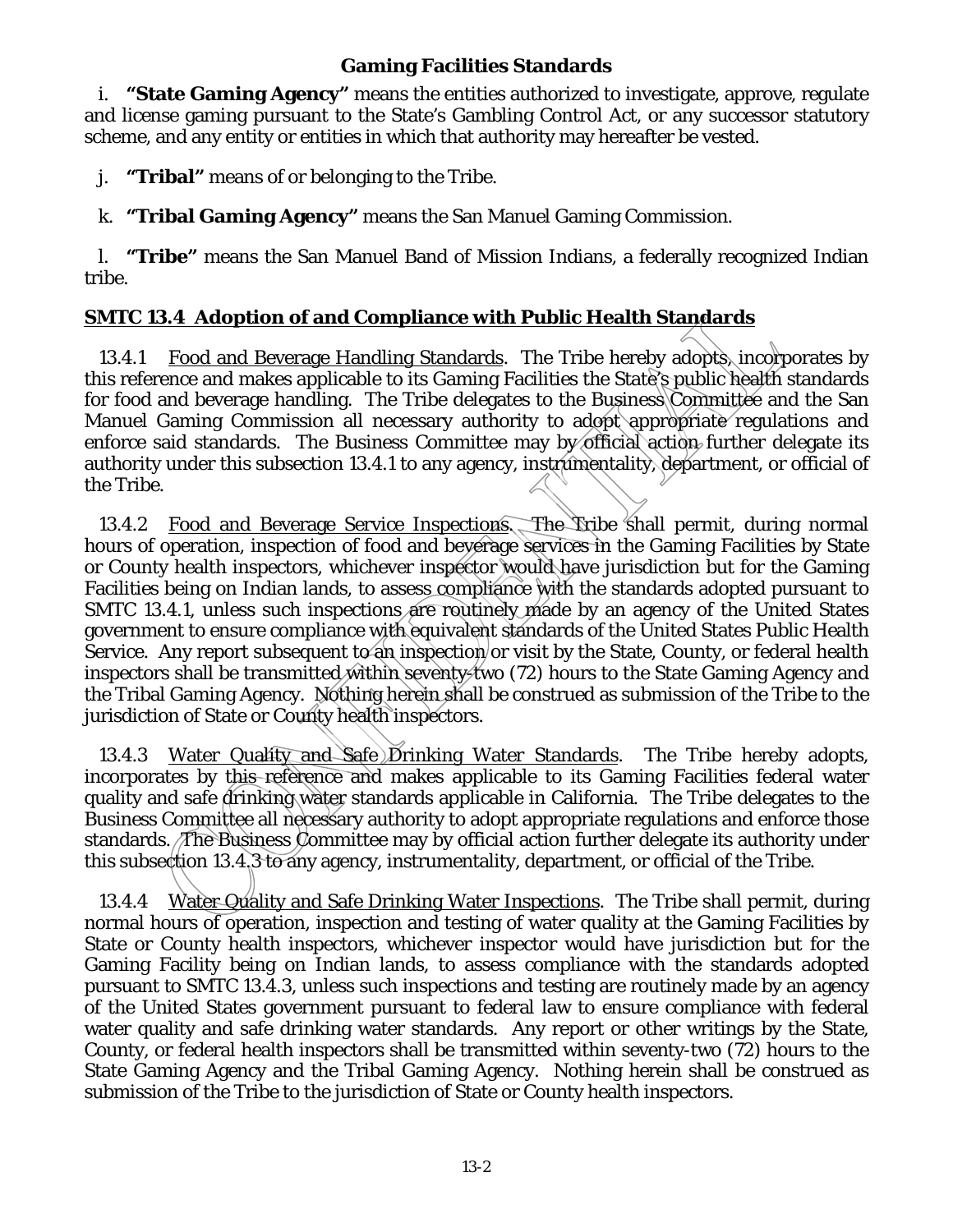i. **"State Gaming Agency"** means the entities authorized to investigate, approve, regulate and license gaming pursuant to the State's Gambling Control Act, or any successor statutory scheme, and any entity or entities in which that authority may hereafter be vested.

j. **"Tribal"** means of or belonging to the Tribe.

k. **"Tribal Gaming Agency"** means the San Manuel Gaming Commission.

l. **"Tribe"** means the San Manuel Band of Mission Indians, a federally recognized Indian tribe.

## SMTC 13.4 Adoption of and Compliance with Public Health Standards

13.4.1 Food and Beverage Handling Standards. The Tribe hereby adopts, incorporates by this reference and makes applicable to its Gaming Facilities the State's public health standards for food and beverage handling. The Tribe delegates to the Business Committee and the San Manuel Gaming Commission all necessary authority to adopt appropriate regulations and enforce said standards. The Business Committee may by official action further delegate its authority under this subsection 13.4.1 to any agency, instrumentality, department, or official of the Tribe.

13.4.2 Food and Beverage Service Inspections. The Tribe shall permit, during normal hours of operation, inspection of food and beverage services in the Gaming Facilities by State or County health inspectors, whichever inspector would have jurisdiction but for the Gaming Facilities being on Indian lands, to assess compliance with the standards adopted pursuant to SMTC 13.4.1, unless such inspections are routinely made by an agency of the United States government to ensure compliance with equivalent standards of the United States Public Health Service. Any report subsequent to an inspection or visit by the State, County, or federal health inspectors shall be transmitted within seventy-two (72) hours to the State Gaming Agency and the Tribal Gaming Agency. Nothing herein shall be construed as submission of the Tribe to the jurisdiction of State or County health inspectors.

13.4.3 Water Quality and Safe Drinking Water Standards. The Tribe hereby adopts, incorporates by this reference and makes applicable to its Gaming Facilities federal water quality and safe drinking water standards applicable in California. The Tribe delegates to the Business Committee all necessary authority to adopt appropriate regulations and enforce those standards. The Business Committee may by official action further delegate its authority under this subsection 13.4.3 to any agency, instrumentality, department, or official of the Tribe.

13.4.4 Water Quality and Safe Drinking Water Inspections. The Tribe shall permit, during normal hours of operation, inspection and testing of water quality at the Gaming Facilities by State or County health inspectors, whichever inspector would have jurisdiction but for the Gaming Facility being on Indian lands, to assess compliance with the standards adopted pursuant to SMTC 13.4.3, unless such inspections and testing are routinely made by an agency of the United States government pursuant to federal law to ensure compliance with federal water quality and safe drinking water standards. Any report or other writings by the State, County, or federal health inspectors shall be transmitted within seventy-two (72) hours to the State Gaming Agency and the Tribal Gaming Agency. Nothing herein shall be construed as submission of the Tribe to the jurisdiction of State or County health inspectors.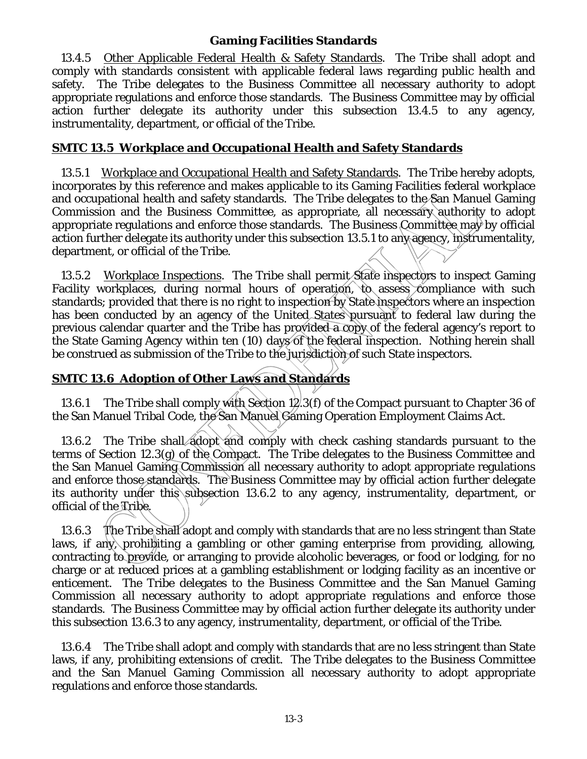13.4.5 Other Applicable Federal Health & Safety Standards. The Tribe shall adopt and comply with standards consistent with applicable federal laws regarding public health and safety. The Tribe delegates to the Business Committee all necessary authority to adopt appropriate regulations and enforce those standards. The Business Committee may by official action further delegate its authority under this subsection 13.4.5 to any agency, instrumentality, department, or official of the Tribe.

## SMTC 13.5 Workplace and Occupational Health and Safety Standards

13.5.1 Workplace and Occupational Health and Safety Standards. The Tribe hereby adopts, incorporates by this reference and makes applicable to its Gaming Facilities federal workplace and occupational health and safety standards. The Tribe delegates to the San Manuel Gaming Commission and the Business Committee, as appropriate, all necessary authority to adopt appropriate regulations and enforce those standards. The Business Committee may by official action further delegate its authority under this subsection 13.5.1 to any agency, instrumentality, department, or official of the Tribe.

13.5.2 Workplace Inspections. The Tribe shall permit State inspectors to inspect Gaming Facility workplaces, during normal hours of operation, to assess compliance with such standards; provided that there is no right to inspection by State inspectors where an inspection has been conducted by an agency of the United States pursuant to federal law during the previous calendar quarter and the Tribe has provided a copy of the federal agency's report to the State Gaming Agency within ten (10) days of the federal inspection. Nothing herein shall be construed as submission of the Tribe to the jurisdiction of such State inspectors.

## SMTC 13.6 Adoption of Other Laws and Standards

13.6.1 The Tribe shall comply with Section 12.3(f) of the Compact pursuant to Chapter 36 of the San Manuel Tribal Code, the San Manuel Gaming Operation Employment Claims Act.

13.6.2 The Tribe shall adopt and comply with check cashing standards pursuant to the terms of Section 12.3(g) of the Compact. The Tribe delegates to the Business Committee and the San Manuel Gaming Commission all necessary authority to adopt appropriate regulations and enforce those standards. The Business Committee may by official action further delegate its authority under this subsection 13.6.2 to any agency, instrumentality, department, or official of the Tribe.

13.6.3 The Tribe shall adopt and comply with standards that are no less stringent than State laws, if any, prohibiting a gambling or other gaming enterprise from providing, allowing, contracting to provide, or arranging to provide alcoholic beverages, or food or lodging, for no charge or at reduced prices at a gambling establishment or lodging facility as an incentive or enticement. The Tribe delegates to the Business Committee and the San Manuel Gaming Commission all necessary authority to adopt appropriate regulations and enforce those standards. The Business Committee may by official action further delegate its authority under this subsection 13.6.3 to any agency, instrumentality, department, or official of the Tribe.

13.6.4 The Tribe shall adopt and comply with standards that are no less stringent than State laws, if any, prohibiting extensions of credit. The Tribe delegates to the Business Committee and the San Manuel Gaming Commission all necessary authority to adopt appropriate regulations and enforce those standards.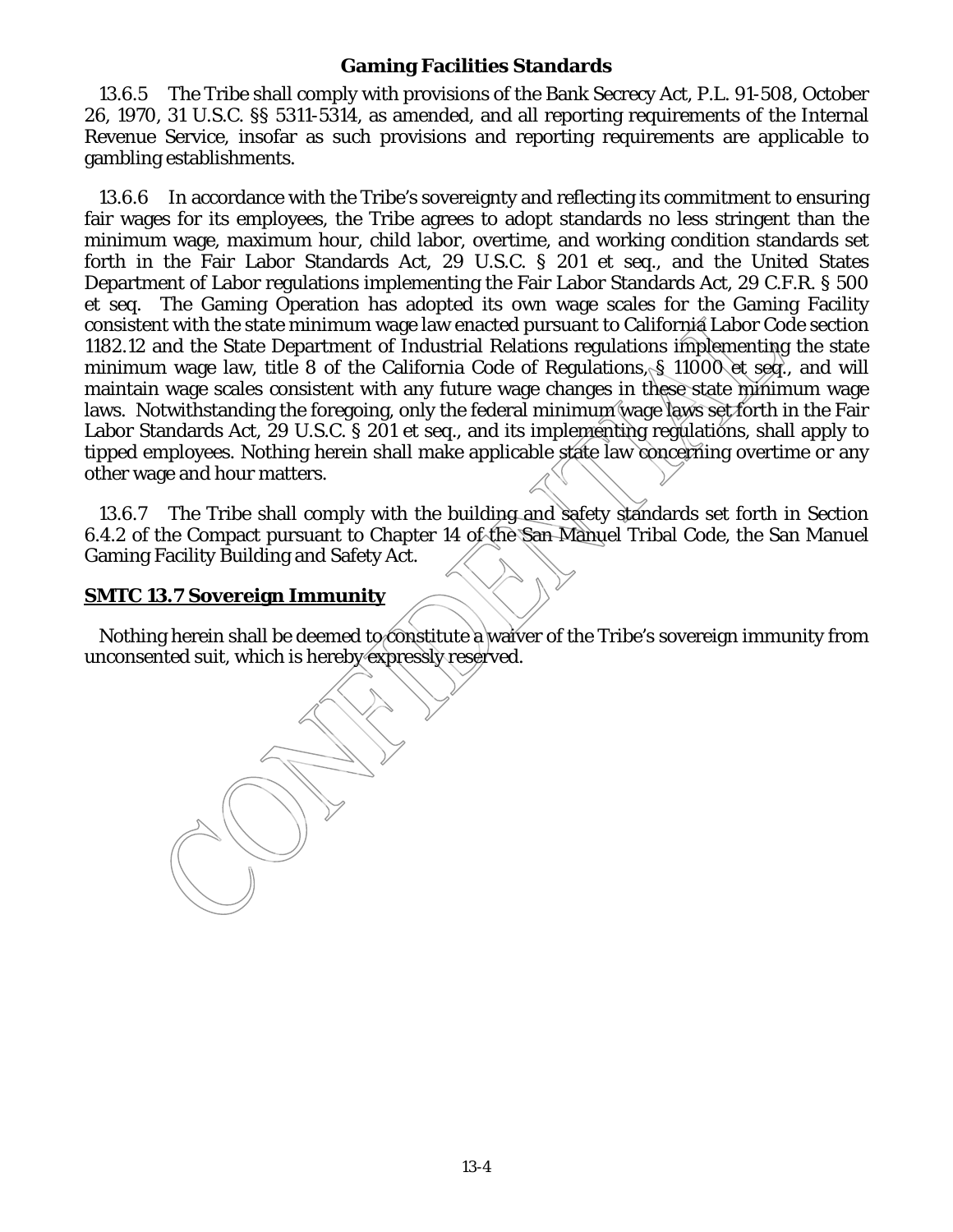13.6.5 The Tribe shall comply with provisions of the Bank Secrecy Act, P.L. 91-508, October 26, 1970, 31 U.S.C. §§ 5311-5314, as amended, and all reporting requirements of the Internal Revenue Service, insofar as such provisions and reporting requirements are applicable to gambling establishments.

13.6.6 In accordance with the Tribe's sovereignty and reflecting its commitment to ensuring fair wages for its employees, the Tribe agrees to adopt standards no less stringent than the minimum wage, maximum hour, child labor, overtime, and working condition standards set forth in the Fair Labor Standards Act, 29 U.S.C. § 201 et seq., and the United States Department of Labor regulations implementing the Fair Labor Standards Act, 29 C.F.R. § 500 et seq. The Gaming Operation has adopted its own wage scales for the Gaming Facility consistent with the state minimum wage law enacted pursuant to California Labor Code section 1182.12 and the State Department of Industrial Relations regulations implementing the state minimum wage law, title 8 of the California Code of Regulations, § 11000 et seq., and will maintain wage scales consistent with any future wage changes in these state minimum wage laws. Notwithstanding the foregoing, only the federal minimum wage laws set forth in the Fair Labor Standards Act, 29 U.S.C. § 201 et seq., and its implementing regulations, shall apply to tipped employees. Nothing herein shall make applicable state law concerning overtime or any other wage and hour matters.

13.6.7 The Tribe shall comply with the building and safety standards set forth in Section 6.4.2 of the Compact pursuant to Chapter 14 of the San Manuel Tribal Code, the San Manuel Gaming Facility Building and Safety Act.

## SMTC 13.7 Sovereign Immunity

Nothing herein shall be deemed to constitute a waiver of the Tribe's sovereign immunity from unconsented suit, which is hereby expressly reserved.